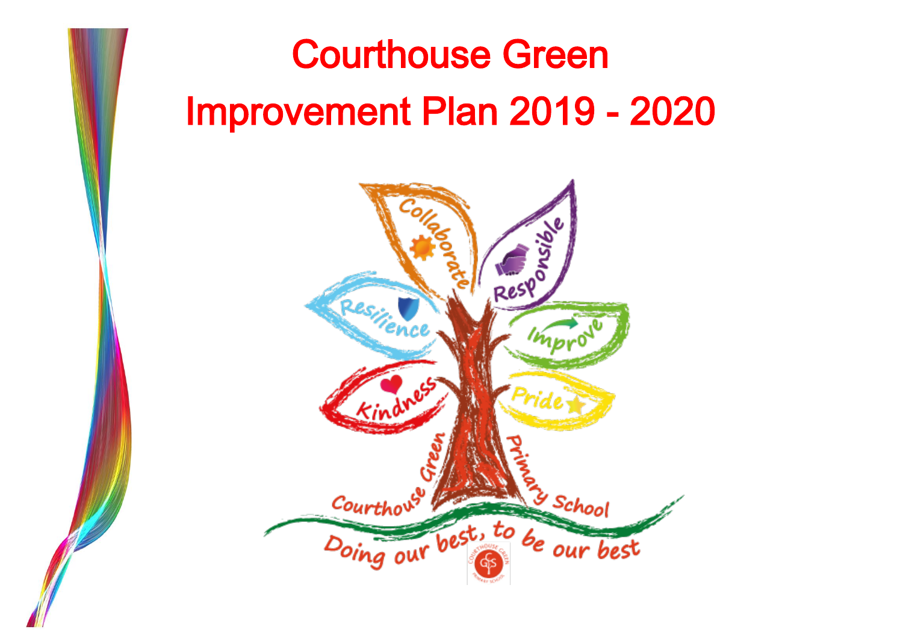# Courthouse Green

# Improvement Plan 2019 - 2020

Collaborate

Responsible

Resilience

Improve

Kindness

Pride

Courthouse Green Primary School

Doing our best, to be our best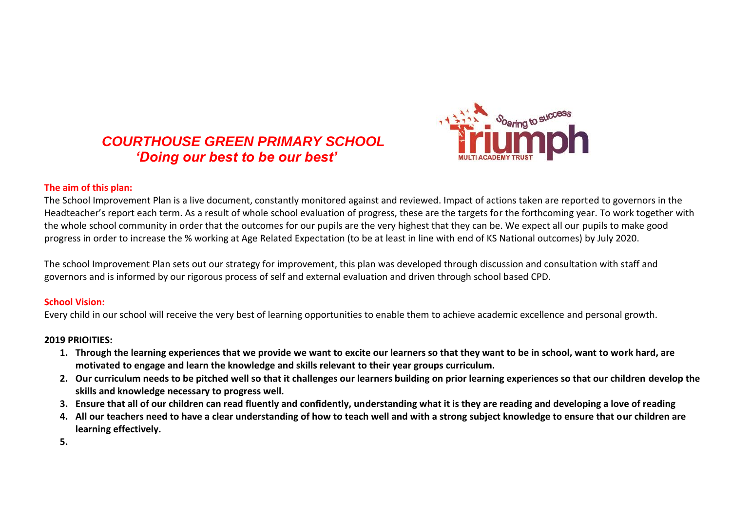# *COURTHOUSE GREEN PRIMARY SCHOOL*
## *'Doing our best to be our best'*

**The aim of this plan:**

The School Improvement Plan is a live document, constantly monitored against and reviewed. Impact of actions taken are reported to governors in the Headteacher's report each term. As a result of whole school evaluation of progress, these are the targets for the forthcoming year. To work together with the whole school community in order that the outcomes for our pupils are the very highest that they can be. We expect all our pupils to make good progress in order to increase the % working at Age Related Expectation (to be at least in line with end of KS National outcomes) by July 2020.

The school Improvement Plan sets out our strategy for improvement, this plan was developed through discussion and consultation with staff and governors and is informed by our rigorous process of self and external evaluation and driven through school based CPD.

**School Vision:**

Every child in our school will receive the very best of learning opportunities to enable them to achieve academic excellence and personal growth.

**2019 PRIOITIES:**

1. **Through the learning experiences that we provide we want to excite our learners so that they want to be in school, want to work hard, are motivated to engage and learn the knowledge and skills relevant to their year groups curriculum.**
2. **Our curriculum needs to be pitched well so that it challenges our learners building on prior learning experiences so that our children develop the skills and knowledge necessary to progress well.**
3. **Ensure that all of our children can read fluently and confidently, understanding what it is they are reading and developing a love of reading**
4. **All our teachers need to have a clear understanding of how to teach well and with a strong subject knowledge to ensure that our children are learning effectively.**
5.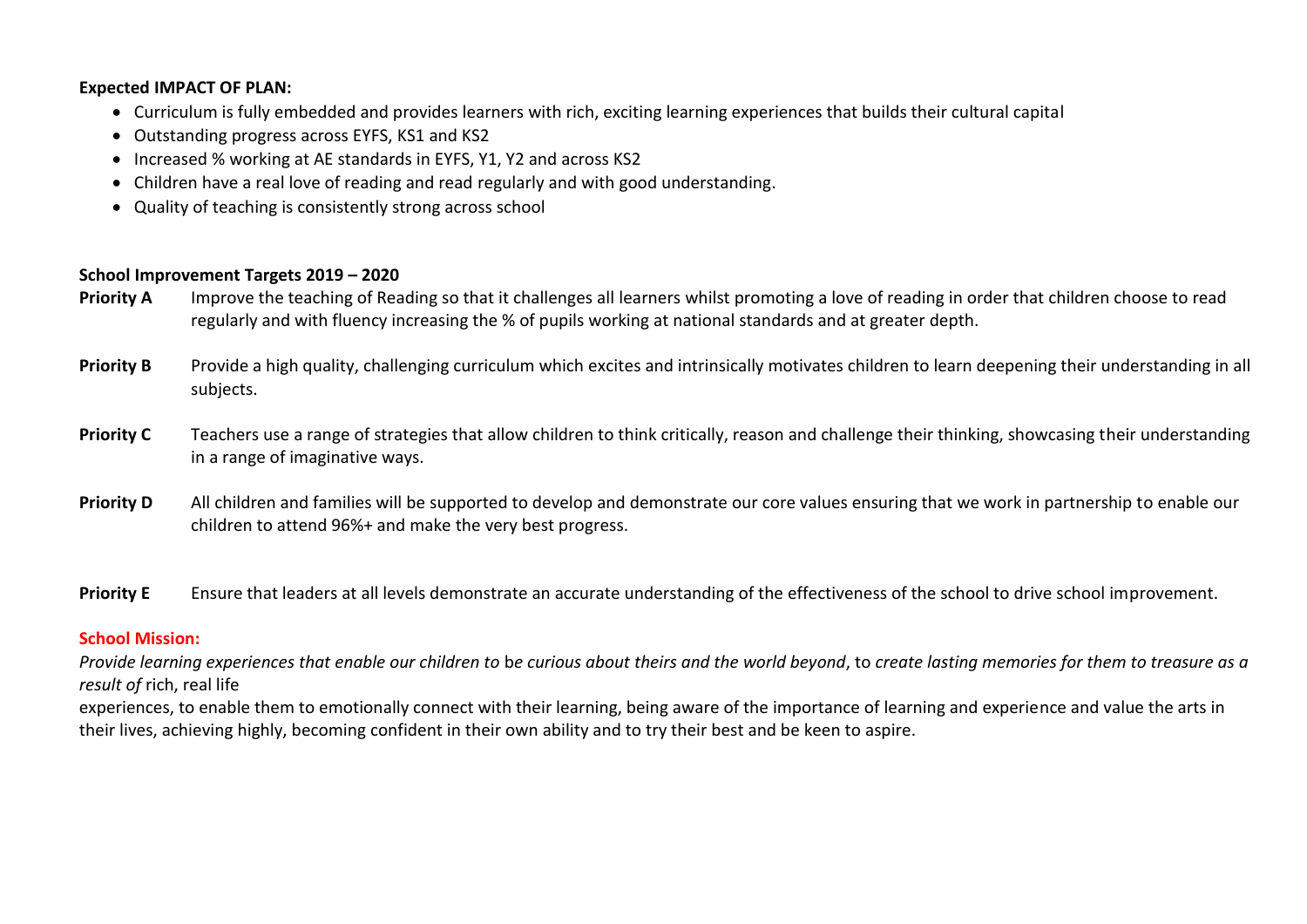**Expected IMPACT OF PLAN:**

- Curriculum is fully embedded and provides learners with rich, exciting learning experiences that builds their cultural capital
- Outstanding progress across EYFS, KS1 and KS2
- Increased % working at AE standards in EYFS, Y1, Y2 and across KS2
- Children have a real love of reading and read regularly and with good understanding.
- Quality of teaching is consistently strong across school

**School Improvement Targets 2019 – 2020**

**Priority A** Improve the teaching of Reading so that it challenges all learners whilst promoting a love of reading in order that children choose to read regularly and with fluency increasing the % of pupils working at national standards and at greater depth.

**Priority B** Provide a high quality, challenging curriculum which excites and intrinsically motivates children to learn deepening their understanding in all subjects.

**Priority C** Teachers use a range of strategies that allow children to think critically, reason and challenge their thinking, showcasing their understanding in a range of imaginative ways.

**Priority D** All children and families will be supported to develop and demonstrate our core values ensuring that we work in partnership to enable our children to attend 96%+ and make the very best progress.

**Priority E** Ensure that leaders at all levels demonstrate an accurate understanding of the effectiveness of the school to drive school improvement.

**School Mission:**

*Provide learning experiences that enable our children to* be *curious about theirs and the world beyond*, to *create lasting memories for them to treasure as a result of* rich, real life experiences, to enable them to emotionally connect with their learning, being aware of the importance of learning and experience and value the arts in their lives, achieving highly, becoming confident in their own ability and to try their best and be keen to aspire.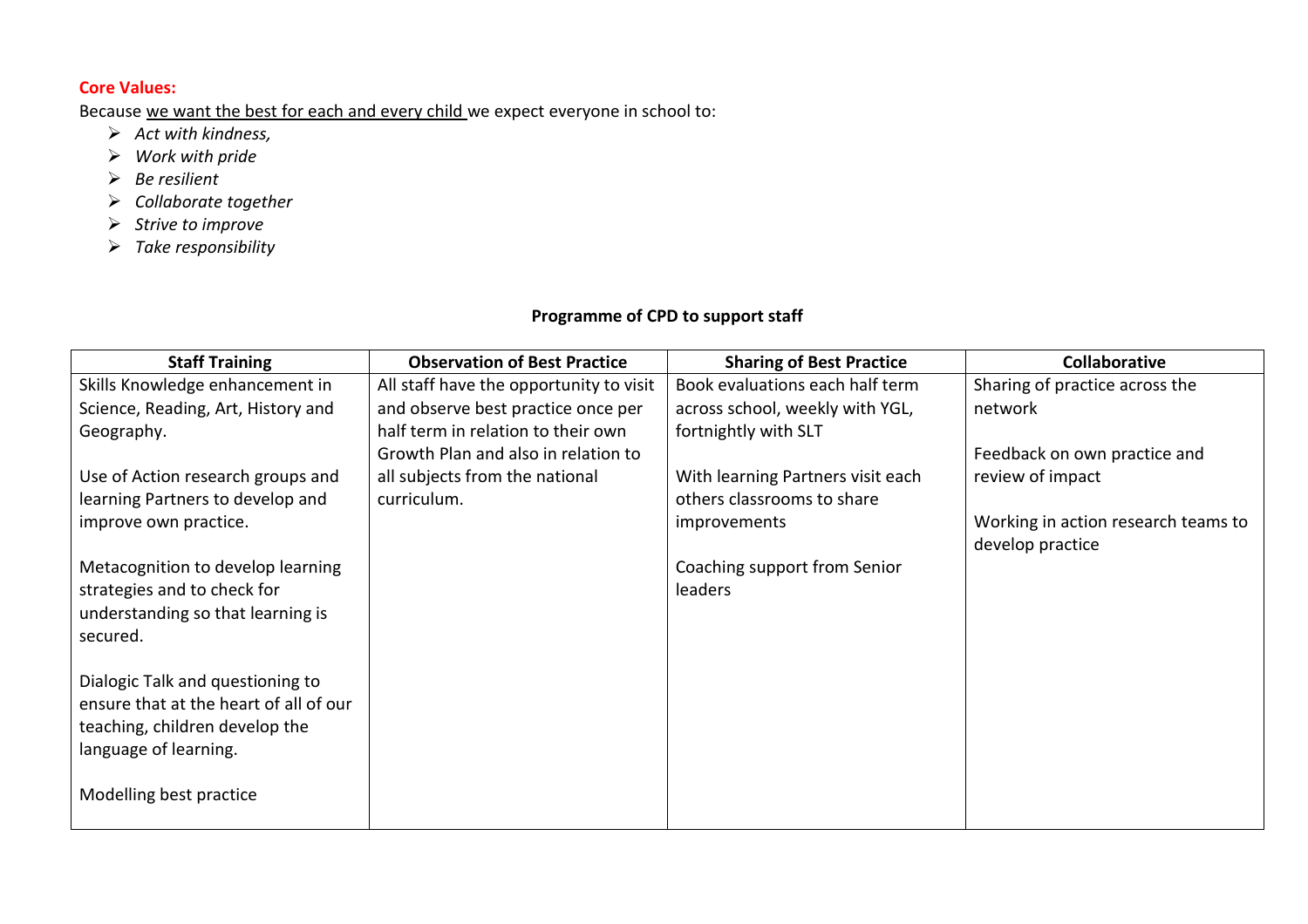**Core Values:**

Because <u>we want the best for each and every child</u> we expect everyone in school to:

- *Act with kindness,*
- *Work with pride*
- *Be resilient*
- *Collaborate together*
- *Strive to improve*
- *Take responsibility*

**Programme of CPD to support staff**

| Staff Training | Observation of Best Practice | Sharing of Best Practice | Collaborative |
|---|---|---|---|
| Skills Knowledge enhancement in Science, Reading, Art, History and Geography.<br><br>Use of Action research groups and learning Partners to develop and improve own practice.<br><br>Metacognition to develop learning strategies and to check for understanding so that learning is secured.<br><br>Dialogic Talk and questioning to ensure that at the heart of all of our teaching, children develop the language of learning.<br><br>Modelling best practice | All staff have the opportunity to visit and observe best practice once per half term in relation to their own Growth Plan and also in relation to all subjects from the national curriculum. | Book evaluations each half term across school, weekly with YGL, fortnightly with SLT<br><br>With learning Partners visit each others classrooms to share improvements<br><br>Coaching support from Senior leaders | Sharing of practice across the network<br><br>Feedback on own practice and review of impact<br><br>Working in action research teams to develop practice |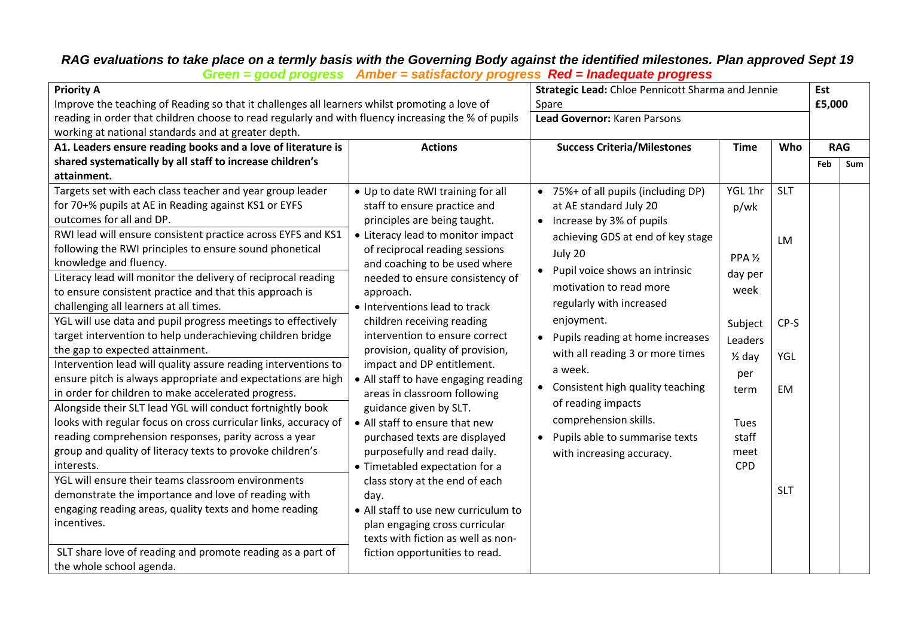***RAG evaluations to take place on a termly basis with the Governing Body against the identified milestones. Plan approved Sept 19***

***Green = good progress Amber = satisfactory progress Red = Inadequate progress***

| **Priority A**<br>Improve the teaching of Reading so that it challenges all learners whilst promoting a love of reading in order that children choose to read regularly and with fluency increasing the % of pupils working at national standards and at greater depth. | | **Strategic Lead:** Chloe Pennicott Sharma and Jennie Spare<br>**Lead Governor:** Karen Parsons | | | **Est £5,000** | |
|---|---|---|---|---|---|---|
| **A1. Leaders ensure reading books and a love of literature is shared systematically by all staff to increase children's attainment.** | **Actions** | **Success Criteria/Milestones** | **Time** | **Who** | **RAG** | |
| | | | | | **Feb** | **Sum** |
| Targets set with each class teacher and year group leader for 70+% pupils at AE in Reading against KS1 or EYFS outcomes for all and DP.<br>RWI lead will ensure consistent practice across EYFS and KS1 following the RWI principles to ensure sound phonetical knowledge and fluency.<br>Literacy lead will monitor the delivery of reciprocal reading to ensure consistent practice and that this approach is challenging all learners at all times.<br>YGL will use data and pupil progress meetings to effectively target intervention to help underachieving children bridge the gap to expected attainment.<br>Intervention lead will quality assure reading interventions to ensure pitch is always appropriate and expectations are high in order for children to make accelerated progress.<br>Alongside their SLT lead YGL will conduct fortnightly book looks with regular focus on cross curricular links, accuracy of reading comprehension responses, parity across a year group and quality of literacy texts to provoke children's interests.<br>YGL will ensure their teams classroom environments demonstrate the importance and love of reading with engaging reading areas, quality texts and home reading incentives.<br>SLT share love of reading and promote reading as a part of the whole school agenda. | • Up to date RWI training for all staff to ensure practice and principles are being taught.<br>• Literacy lead to monitor impact of reciprocal reading sessions and coaching to be used where needed to ensure consistency of approach.<br>• Interventions lead to track children receiving reading intervention to ensure correct provision, quality of provision, impact and DP entitlement.<br>• All staff to have engaging reading areas in classroom following guidance given by SLT.<br>• All staff to ensure that new purchased texts are displayed purposefully and read daily.<br>• Timetabled expectation for a class story at the end of each day.<br>• All staff to use new curriculum to plan engaging cross curricular texts with fiction as well as non-fiction opportunities to read. | • 75%+ of all pupils (including DP) at AE standard July 20<br>• Increase by 3% of pupils achieving GDS at end of key stage July 20<br>• Pupil voice shows an intrinsic motivation to read more regularly with increased enjoyment.<br>• Pupils reading at home increases with all reading 3 or more times a week.<br>• Consistent high quality teaching of reading impacts comprehension skills.<br>• Pupils able to summarise texts with increasing accuracy. | YGL 1hr p/wk<br><br>PPA ½ day per week<br><br>Subject Leaders ½ day per term<br><br>Tues staff meet CPD | SLT<br><br>LM<br><br>CP-S<br><br>YGL<br><br>EM<br><br>SLT | | |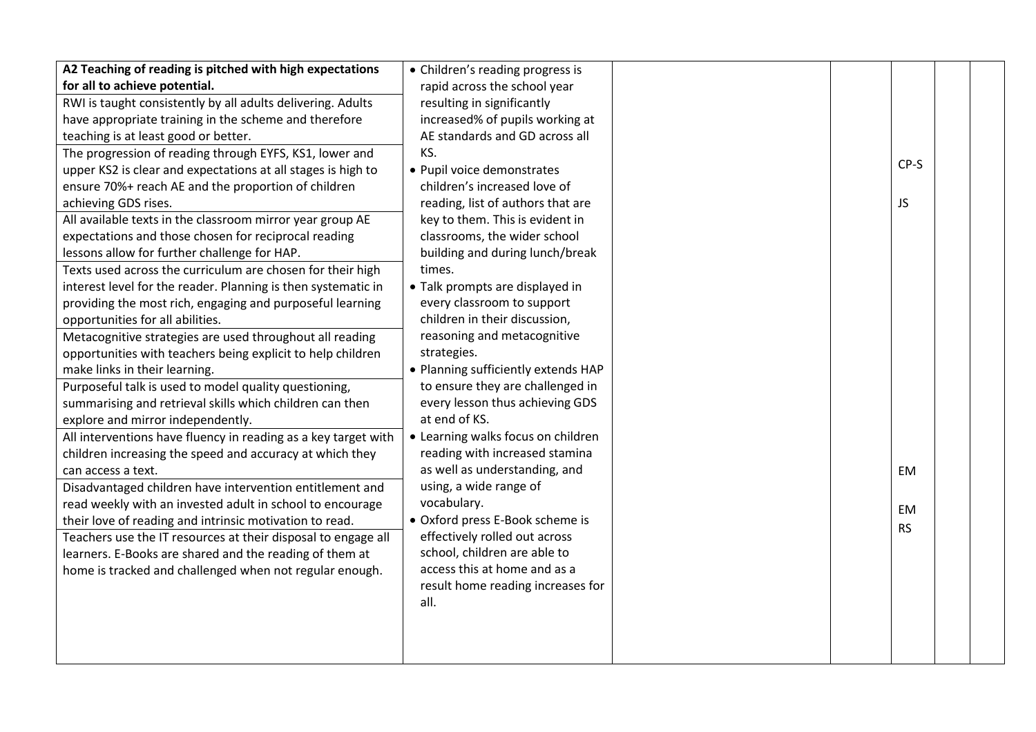| | | | | | | |
|---|---|---|---|---|---|---|
| **A2 Teaching of reading is pitched with high expectations for all to achieve potential.**<br>RWI is taught consistently by all adults delivering. Adults have appropriate training in the scheme and therefore teaching is at least good or better.<br>The progression of reading through EYFS, KS1, lower and upper KS2 is clear and expectations at all stages is high to ensure 70%+ reach AE and the proportion of children achieving GDS rises.<br>All available texts in the classroom mirror year group AE expectations and those chosen for reciprocal reading lessons allow for further challenge for HAP.<br>Texts used across the curriculum are chosen for their high interest level for the reader. Planning is then systematic in providing the most rich, engaging and purposeful learning opportunities for all abilities.<br>Metacognitive strategies are used throughout all reading opportunities with teachers being explicit to help children make links in their learning.<br>Purposeful talk is used to model quality questioning, summarising and retrieval skills which children can then explore and mirror independently.<br>All interventions have fluency in reading as a key target with children increasing the speed and accuracy at which they can access a text.<br>Disadvantaged children have intervention entitlement and read weekly with an invested adult in school to encourage their love of reading and intrinsic motivation to read.<br>Teachers use the IT resources at their disposal to engage all learners. E-Books are shared and the reading of them at home is tracked and challenged when not regular enough. | • Children's reading progress is rapid across the school year resulting in significantly increased% of pupils working at AE standards and GD across all KS.<br>• Pupil voice demonstrates children's increased love of reading, list of authors that are key to them. This is evident in classrooms, the wider school building and during lunch/break times.<br>• Talk prompts are displayed in every classroom to support children in their discussion, reasoning and metacognitive strategies.<br>• Planning sufficiently extends HAP to ensure they are challenged in every lesson thus achieving GDS at end of KS.<br>• Learning walks focus on children reading with increased stamina as well as understanding, and using, a wide range of vocabulary.<br>• Oxford press E-Book scheme is effectively rolled out across school, children are able to access this at home and as a result home reading increases for all. | | | CP-S<br>JS<br>EM<br>EM<br>RS | | |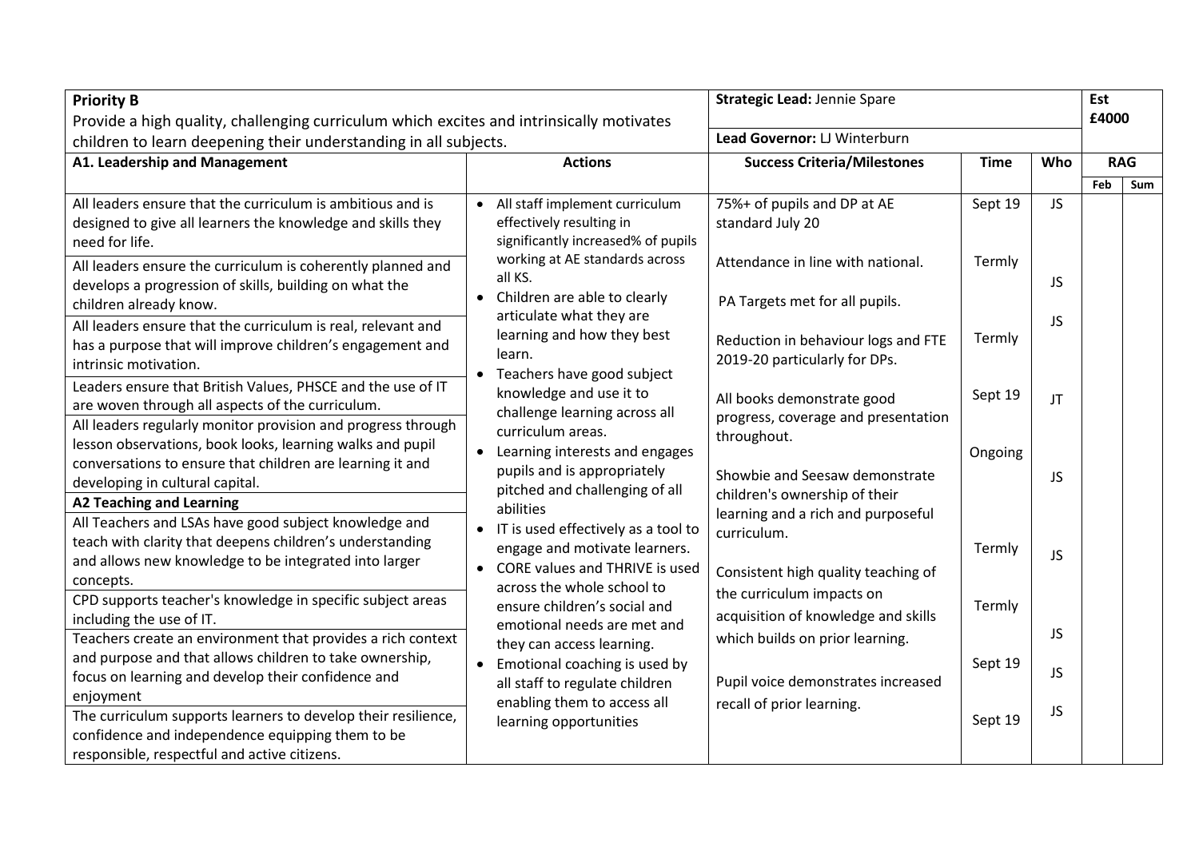| **Priority B**<br>Provide a high quality, challenging curriculum which excites and intrinsically motivates children to learn deepening their understanding in all subjects. | | **Strategic Lead:** Jennie Spare<br>**Lead Governor:** LJ Winterburn | | | **Est £4000** | |
|---|---|---|---|---|---|---|
| **A1. Leadership and Management** | **Actions** | **Success Criteria/Milestones** | **Time** | **Who** | **RAG** | |
| | | | | | **Feb** | **Sum** |
| All leaders ensure that the curriculum is ambitious and is designed to give all learners the knowledge and skills they need for life.<br>All leaders ensure the curriculum is coherently planned and develops a progression of skills, building on what the children already know.<br>All leaders ensure that the curriculum is real, relevant and has a purpose that will improve children's engagement and intrinsic motivation.<br>Leaders ensure that British Values, PHSCE and the use of IT are woven through all aspects of the curriculum.<br>All leaders regularly monitor provision and progress through lesson observations, book looks, learning walks and pupil conversations to ensure that children are learning it and developing in cultural capital.<br>**A2 Teaching and Learning**<br>All Teachers and LSAs have good subject knowledge and teach with clarity that deepens children's understanding and allows new knowledge to be integrated into larger concepts.<br>CPD supports teacher's knowledge in specific subject areas including the use of IT.<br>Teachers create an environment that provides a rich context and purpose and that allows children to take ownership, focus on learning and develop their confidence and enjoyment<br>The curriculum supports learners to develop their resilience, confidence and independence equipping them to be responsible, respectful and active citizens. | • All staff implement curriculum effectively resulting in significantly increased% of pupils working at AE standards across all KS.<br>• Children are able to clearly articulate what they are learning and how they best learn.<br>• Teachers have good subject knowledge and use it to challenge learning across all curriculum areas.<br>• Learning interests and engages pupils and is appropriately pitched and challenging of all abilities<br>• IT is used effectively as a tool to engage and motivate learners.<br>• CORE values and THRIVE is used across the whole school to ensure children's social and emotional needs are met and they can access learning.<br>• Emotional coaching is used by all staff to regulate children enabling them to access all learning opportunities | 75%+ of pupils and DP at AE standard July 20<br><br>Attendance in line with national.<br><br>PA Targets met for all pupils.<br><br>Reduction in behaviour logs and FTE 2019-20 particularly for DPs.<br><br>All books demonstrate good progress, coverage and presentation throughout.<br><br>Showbie and Seesaw demonstrate children's ownership of their learning and a rich and purposeful curriculum.<br><br>Consistent high quality teaching of the curriculum impacts on acquisition of knowledge and skills which builds on prior learning.<br><br>Pupil voice demonstrates increased recall of prior learning. | Sept 19<br><br>Termly<br><br><br>Termly<br><br>Sept 19<br><br>Ongoing<br><br><br>Termly<br><br>Termly<br><br>Sept 19<br><br>Sept 19 | JS<br><br>JS<br><br>JS<br><br>JT<br><br><br>JS<br><br><br>JS<br><br><br>JS<br><br>JS<br><br>JS | | |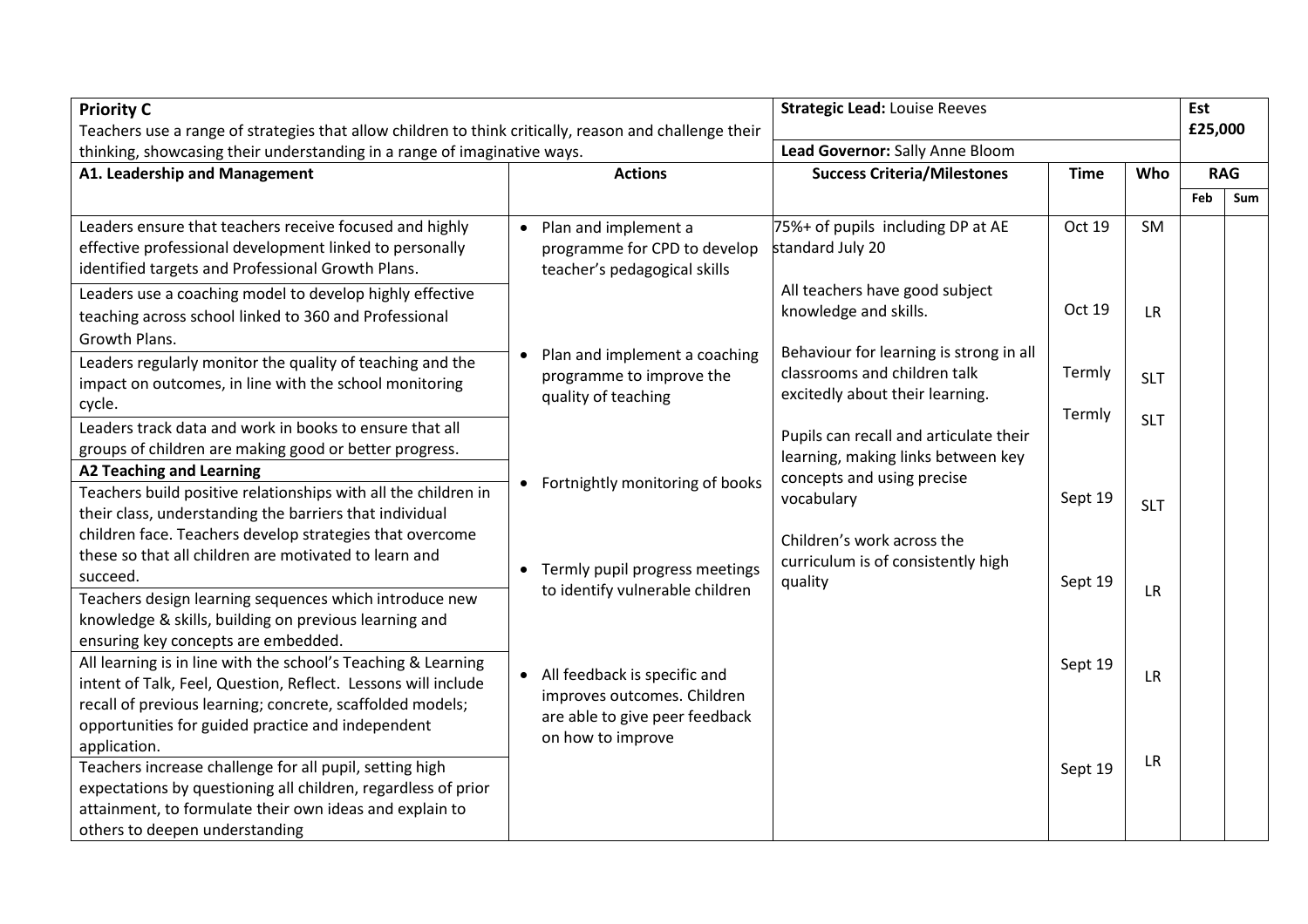| **Priority C** Teachers use a range of strategies that allow children to think critically, reason and challenge their thinking, showcasing their understanding in a range of imaginative ways. | | **Strategic Lead:** Louise Reeves | | | **Est £25,000** | |
|---|---|---|---|---|---|---|
| | | **Lead Governor:** Sally Anne Bloom | | | | |
| **A1. Leadership and Management** | **Actions** | **Success Criteria/Milestones** | **Time** | **Who** | **RAG** | |
| | | | | | **Feb** | **Sum** |
| Leaders ensure that teachers receive focused and highly effective professional development linked to personally identified targets and Professional Growth Plans. | • Plan and implement a programme for CPD to develop teacher's pedagogical skills | 75%+ of pupils including DP at AE standard July 20 | Oct 19 | SM | | |
| Leaders use a coaching model to develop highly effective teaching across school linked to 360 and Professional Growth Plans. | | All teachers have good subject knowledge and skills. | Oct 19 | LR | | |
| Leaders regularly monitor the quality of teaching and the impact on outcomes, in line with the school monitoring cycle. | • Plan and implement a coaching programme to improve the quality of teaching | Behaviour for learning is strong in all classrooms and children talk excitedly about their learning. | Termly | SLT | | |
| Leaders track data and work in books to ensure that all groups of children are making good or better progress. | | Pupils can recall and articulate their learning, making links between key concepts and using precise vocabulary | Termly | SLT | | |
| **A2 Teaching and Learning** | • Fortnightly monitoring of books | | | | | |
| Teachers build positive relationships with all the children in their class, understanding the barriers that individual children face. Teachers develop strategies that overcome these so that all children are motivated to learn and succeed. | | Children's work across the curriculum is of consistently high quality | Sept 19 | SLT | | |
| Teachers design learning sequences which introduce new knowledge & skills, building on previous learning and ensuring key concepts are embedded. | • Termly pupil progress meetings to identify vulnerable children | | Sept 19 | LR | | |
| All learning is in line with the school's Teaching & Learning intent of Talk, Feel, Question, Reflect. Lessons will include recall of previous learning; concrete, scaffolded models; opportunities for guided practice and independent application. | • All feedback is specific and improves outcomes. Children are able to give peer feedback on how to improve | | Sept 19 | LR | | |
| Teachers increase challenge for all pupil, setting high expectations by questioning all children, regardless of prior attainment, to formulate their own ideas and explain to others to deepen understanding | | | Sept 19 | LR | | |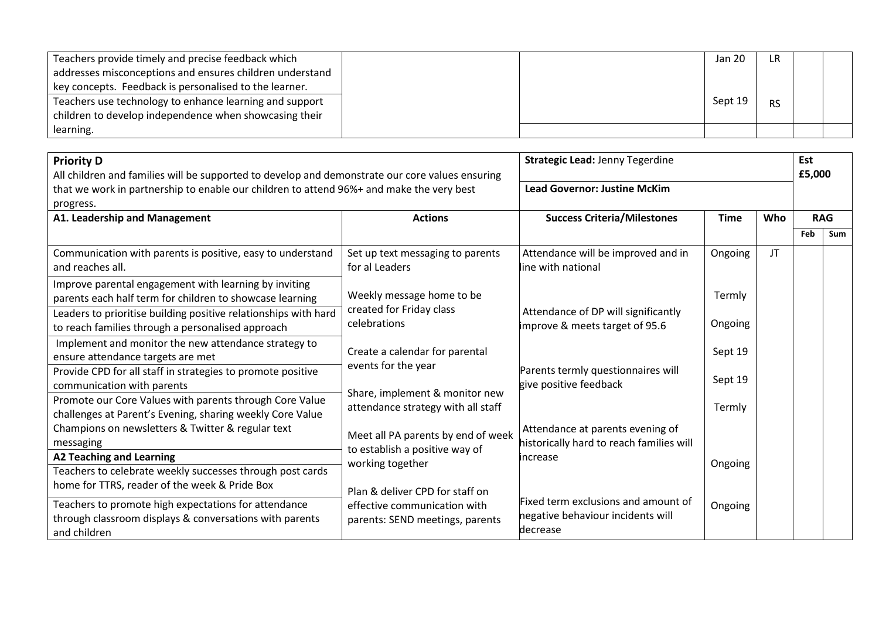| | | | | | | |
|---|---|---|---|---|---|---|
| Teachers provide timely and precise feedback which addresses misconceptions and ensures children understand key concepts. Feedback is personalised to the learner. | | | Jan 20 | LR | | |
| Teachers use technology to enhance learning and support children to develop independence when showcasing their learning. | | | Sept 19 | RS | | |

| **Priority D**<br>All children and families will be supported to develop and demonstrate our core values ensuring that we work in partnership to enable our children to attend 96%+ and make the very best progress. | | **Strategic Lead:** Jenny Tegerdine<br>**Lead Governor: Justine McKim** | | | **Est £5,000** | |
|---|---|---|---|---|---|---|
| **A1. Leadership and Management** | **Actions** | **Success Criteria/Milestones** | **Time** | **Who** | **RAG** | |
| | | | | | **Feb** | **Sum** |
| Communication with parents is positive, easy to understand and reaches all. | Set up text messaging to parents for al Leaders | Attendance will be improved and in line with national | Ongoing | JT | | |
| Improve parental engagement with learning by inviting parents each half term for children to showcase learning | Weekly message home to be created for Friday class celebrations | | Termly | | | |
| Leaders to prioritise building positive relationships with hard to reach families through a personalised approach | | Attendance of DP will significantly improve & meets target of 95.6 | Ongoing | | | |
| Implement and monitor the new attendance strategy to ensure attendance targets are met | Create a calendar for parental events for the year | | Sept 19 | | | |
| Provide CPD for all staff in strategies to promote positive communication with parents | | Parents termly questionnaires will give positive feedback | Sept 19 | | | |
| Promote our Core Values with parents through Core Value challenges at Parent's Evening, sharing weekly Core Value Champions on newsletters & Twitter & regular text messaging | Share, implement & monitor new attendance strategy with all staff | | Termly | | | |
| **A2 Teaching and Learning** | Meet all PA parents by end of week to establish a positive way of working together | Attendance at parents evening of historically hard to reach families will increase | | | | |
| Teachers to celebrate weekly successes through post cards home for TTRS, reader of the week & Pride Box | | | Ongoing | | | |
| Teachers to promote high expectations for attendance through classroom displays & conversations with parents and children | Plan & deliver CPD for staff on effective communication with parents: SEND meetings, parents | Fixed term exclusions and amount of negative behaviour incidents will decrease | Ongoing | | | |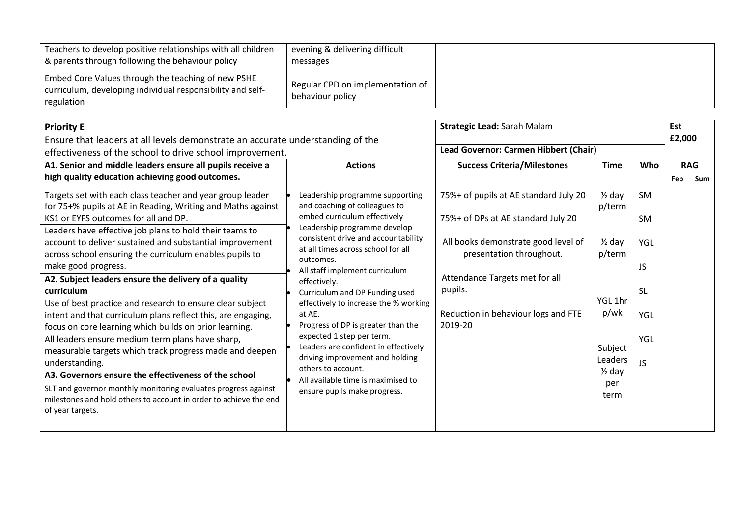| | | | | | | |
|---|---|---|---|---|---|---|
| Teachers to develop positive relationships with all children & parents through following the behaviour policy | evening & delivering difficult messages | | | | | |
| Embed Core Values through the teaching of new PSHE curriculum, developing individual responsibility and self-regulation | Regular CPD on implementation of behaviour policy | | | | | |

| **Priority E**<br>Ensure that leaders at all levels demonstrate an accurate understanding of the effectiveness of the school to drive school improvement. | | **Strategic Lead:** Sarah Malam<br>**Lead Governor: Carmen Hibbert (Chair)** | | | **Est £2,000** | |
|---|---|---|---|---|---|---|
| **A1. Senior and middle leaders ensure all pupils receive a high quality education achieving good outcomes.** | **Actions** | **Success Criteria/Milestones** | **Time** | **Who** | **RAG** | |
| | | | | | **Feb** | **Sum** |
| Targets set with each class teacher and year group leader for 75+% pupils at AE in Reading, Writing and Maths against KS1 or EYFS outcomes for all and DP.<br>Leaders have effective job plans to hold their teams to account to deliver sustained and substantial improvement across school ensuring the curriculum enables pupils to make good progress.<br>**A2. Subject leaders ensure the delivery of a quality curriculum**<br>Use of best practice and research to ensure clear subject intent and that curriculum plans reflect this, are engaging, focus on core learning which builds on prior learning.<br>All leaders ensure medium term plans have sharp, measurable targets which track progress made and deepen understanding.<br>**A3. Governors ensure the effectiveness of the school**<br>SLT and governor monthly monitoring evaluates progress against milestones and hold others to account in order to achieve the end of year targets. | • Leadership programme supporting and coaching of colleagues to embed curriculum effectively<br>• Leadership programme develop consistent drive and accountability at all times across school for all outcomes.<br>• All staff implement curriculum effectively.<br>• Curriculum and DP Funding used effectively to increase the % working at AE.<br>• Progress of DP is greater than the expected 1 step per term.<br>• Leaders are confident in effectively driving improvement and holding others to account.<br>• All available time is maximised to ensure pupils make progress. | 75%+ of pupils at AE standard July 20<br><br>75%+ of DPs at AE standard July 20<br><br>All books demonstrate good level of presentation throughout.<br><br>Attendance Targets met for all pupils.<br><br>Reduction in behaviour logs and FTE 2019-20 | ½ day p/term<br><br>½ day p/term<br><br>YGL 1hr p/wk<br><br>Subject Leaders ½ day per term | SM<br><br>SM<br><br>YGL<br><br>JS<br><br>SL<br><br>YGL<br><br>YGL<br><br>JS | | |